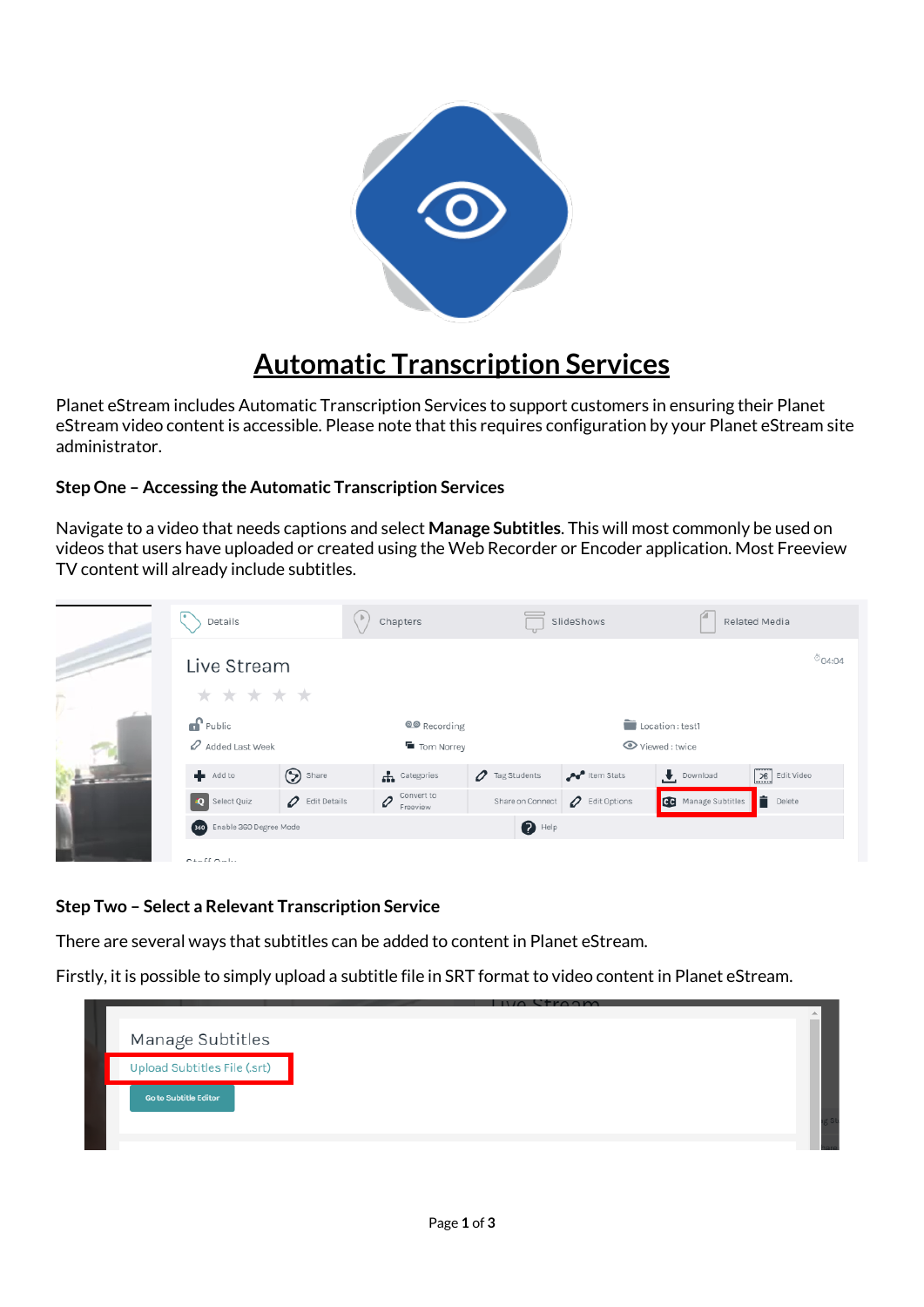# Automatic Transcription Services

Planet eStream includes Automatic Transcription Services to support customers in ensuring their Planet eStream video content is accessible. Please note that this requires configuration by your Planet eStream site administrator.

**Step One – Accessing the Automatic Transcription Services**

Navigate to a video that needs captions and select **Manage Subtitles**. This will most commonly be used on videos that users have uploaded or created using the Web Recorder or Encoder application. Most Freeview TV content will already include subtitles.

**Step Two – Select a Relevant Transcription Service**

There are several ways that subtitles can be added to content in Planet eStream.

Firstly, it is possible to simply upload a subtitle file in SRT format to video content in Planet eStream.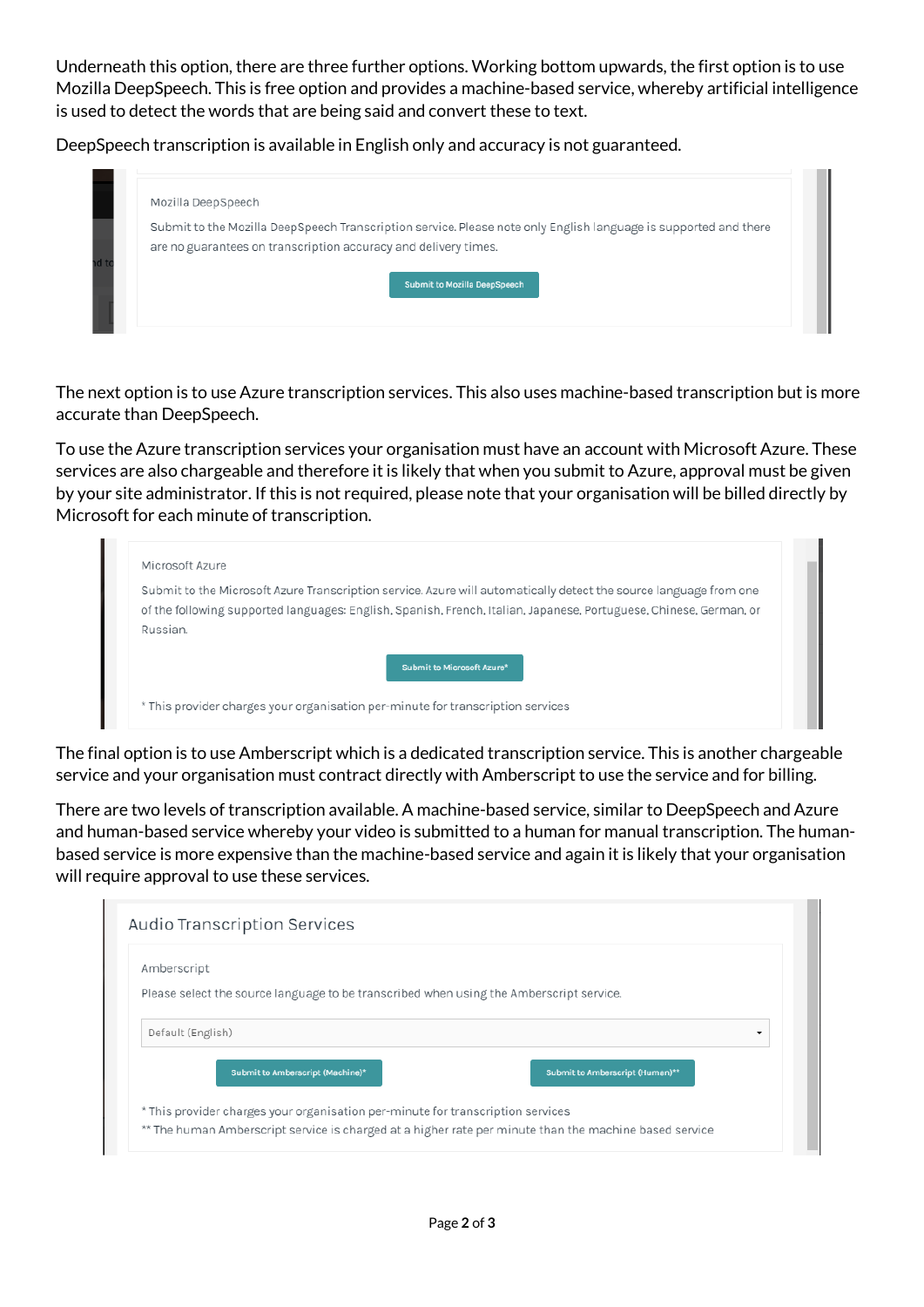Underneath this option, there are three further options. Working bottom upwards, the first option is to use Mozilla DeepSpeech. This is free option and provides a machine-based service, whereby artificial intelligence is used to detect the words that are being said and convert these to text.

DeepSpeech transcription is available in English only and accuracy is not guaranteed.

Mozilla DeepSpeech

Submit to the Mozilla DeepSpeech Transcription service. Please note only English language is supported and there are no guarantees on transcription accuracy and delivery times.

Submit to Mozilla DeepSpeech

The next option is to use Azure transcription services. This also uses machine-based transcription but is more accurate than DeepSpeech.

To use the Azure transcription services your organisation must have an account with Microsoft Azure. These services are also chargeable and therefore it is likely that when you submit to Azure, approval must be given by your site administrator. If this is not required, please note that your organisation will be billed directly by Microsoft for each minute of transcription.

Microsoft Azure

Submit to the Microsoft Azure Transcription service. Azure will automatically detect the source language from one of the following supported languages: English, Spanish, French, Italian, Japanese, Portuguese, Chinese, German, or Russian.

Submit to Microsoft Azure*

* This provider charges your organisation per-minute for transcription services

The final option is to use Amberscript which is a dedicated transcription service. This is another chargeable service and your organisation must contract directly with Amberscript to use the service and for billing.

There are two levels of transcription available. A machine-based service, similar to DeepSpeech and Azure and human-based service whereby your video is submitted to a human for manual transcription. The human-based service is more expensive than the machine-based service and again it is likely that your organisation will require approval to use these services.

Audio Transcription Services

Amberscript

Please select the source language to be transcribed when using the Amberscript service.

Default (English)

Submit to Amberscript (Machine)*

Submit to Amberscript (Human)**

* This provider charges your organisation per-minute for transcription services

** The human Amberscript service is charged at a higher rate per minute than the machine based service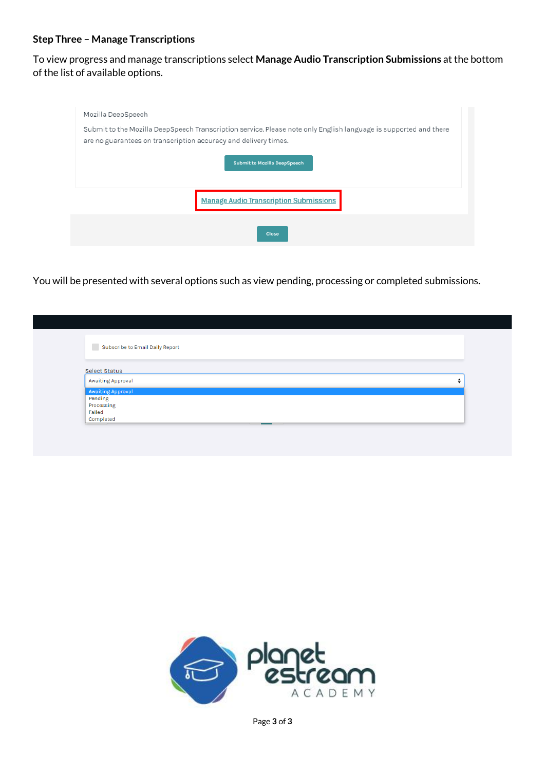### Step Three – Manage Transcriptions

To view progress and manage transcriptions select **Manage Audio Transcription Submissions** at the bottom of the list of available options.

Mozilla DeepSpeech

Submit to the Mozilla DeepSpeech Transcription service. Please note only English language is supported and there are no guarantees on transcription accuracy and delivery times.

Submit to Mozilla DeepSpeech

Manage Audio Transcription Submissions

Close

You will be presented with several options such as view pending, processing or completed submissions.

Subscribe to Email Daily Report

Select Status

Awaiting Approval

Awaiting Approval
Pending
Processing
Failed
Completed